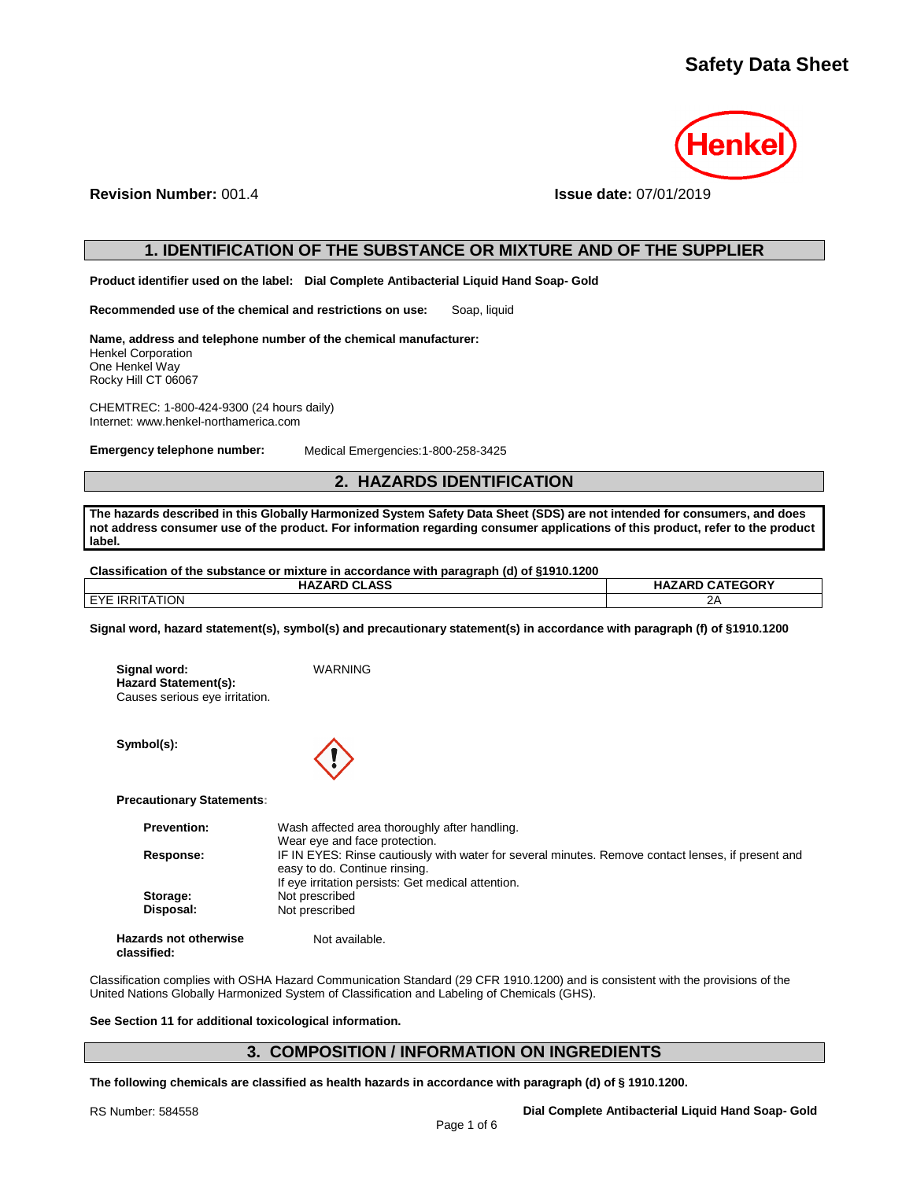# Safety Data Sheet

**Revision Number:** 001.4 **Issue date:** 07/01/2019

## 1. IDENTIFICATION OF THE SUBSTANCE OR MIXTURE AND OF THE SUPPLIER

**Product identifier used on the label: Dial Complete Antibacterial Liquid Hand Soap- Gold**

**Recommended use of the chemical and restrictions on use:** Soap, liquid

**Name, address and telephone number of the chemical manufacturer:**
Henkel Corporation
One Henkel Way
Rocky Hill CT 06067

CHEMTREC: 1-800-424-9300 (24 hours daily)
Internet: www.henkel-northamerica.com

**Emergency telephone number:** Medical Emergencies:1-800-258-3425

## 2. HAZARDS IDENTIFICATION

**The hazards described in this Globally Harmonized System Safety Data Sheet (SDS) are not intended for consumers, and does not address consumer use of the product. For information regarding consumer applications of this product, refer to the product label.**

**Classification of the substance or mixture in accordance with paragraph (d) of §1910.1200**

| HAZARD CLASS | HAZARD CATEGORY |
|---|---|
| EYE IRRITATION | 2A |

**Signal word, hazard statement(s), symbol(s) and precautionary statement(s) in accordance with paragraph (f) of §1910.1200**

**Signal word:** WARNING

**Hazard Statement(s):**
Causes serious eye irritation.

**Symbol(s):**

**Precautionary Statements:**

| | |
|---|---|
| **Prevention:** | Wash affected area thoroughly after handling.<br>Wear eye and face protection. |
| **Response:** | IF IN EYES: Rinse cautiously with water for several minutes. Remove contact lenses, if present and easy to do. Continue rinsing.<br>If eye irritation persists: Get medical attention. |
| **Storage:** | Not prescribed |
| **Disposal:** | Not prescribed |

**Hazards not otherwise classified:** Not available.

Classification complies with OSHA Hazard Communication Standard (29 CFR 1910.1200) and is consistent with the provisions of the United Nations Globally Harmonized System of Classification and Labeling of Chemicals (GHS).

**See Section 11 for additional toxicological information.**

## 3. COMPOSITION / INFORMATION ON INGREDIENTS

**The following chemicals are classified as health hazards in accordance with paragraph (d) of § 1910.1200.**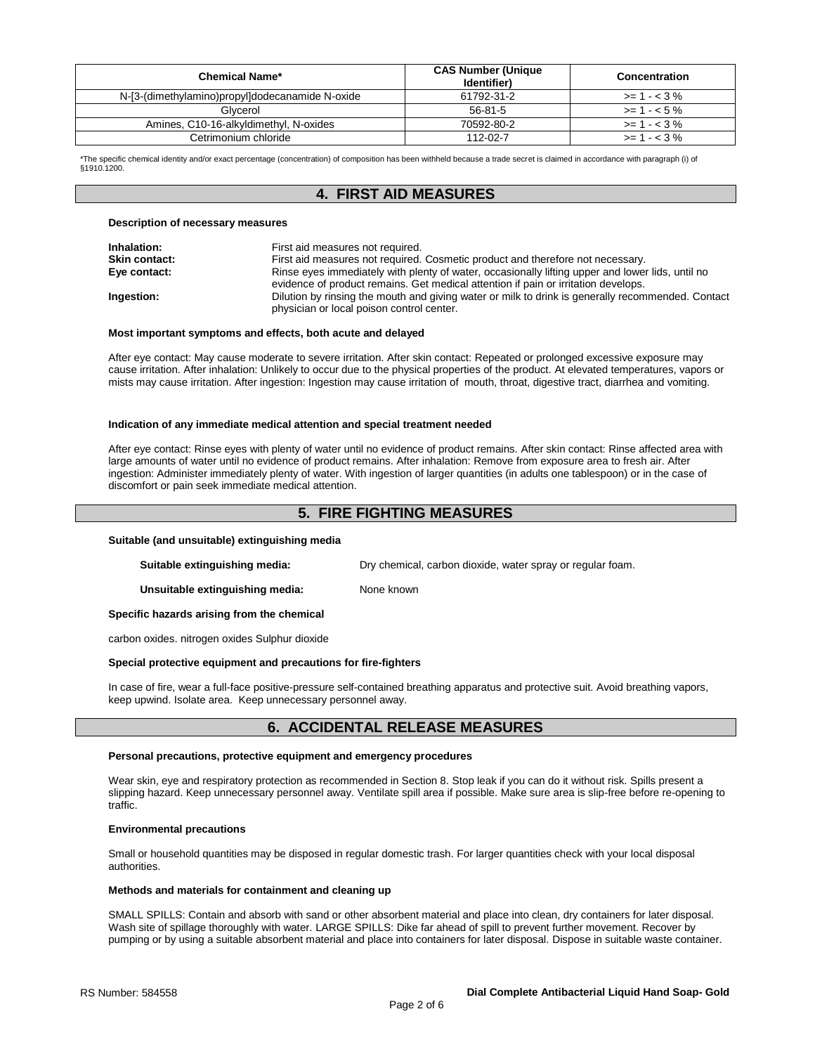| Chemical Name* | CAS Number (Unique Identifier) | Concentration |
|---|---|---|
| N-[3-(dimethylamino)propyl]dodecanamide N-oxide | 61792-31-2 | >= 1 - < 3 % |
| Glycerol | 56-81-5 | >= 1 - < 5 % |
| Amines, C10-16-alkyldimethyl, N-oxides | 70592-80-2 | >= 1 - < 3 % |
| Cetrimonium chloride | 112-02-7 | >= 1 - < 3 % |

*The specific chemical identity and/or exact percentage (concentration) of composition has been withheld because a trade secret is claimed in accordance with paragraph (i) of §1910.1200.

## 4. FIRST AID MEASURES

**Description of necessary measures**

**Inhalation:** First aid measures not required.

**Skin contact:** First aid measures not required. Cosmetic product and therefore not necessary.

**Eye contact:** Rinse eyes immediately with plenty of water, occasionally lifting upper and lower lids, until no evidence of product remains. Get medical attention if pain or irritation develops.

**Ingestion:** Dilution by rinsing the mouth and giving water or milk to drink is generally recommended. Contact physician or local poison control center.

**Most important symptoms and effects, both acute and delayed**

After eye contact: May cause moderate to severe irritation. After skin contact: Repeated or prolonged excessive exposure may cause irritation. After inhalation: Unlikely to occur due to the physical properties of the product. At elevated temperatures, vapors or mists may cause irritation. After ingestion: Ingestion may cause irritation of mouth, throat, digestive tract, diarrhea and vomiting.

**Indication of any immediate medical attention and special treatment needed**

After eye contact: Rinse eyes with plenty of water until no evidence of product remains. After skin contact: Rinse affected area with large amounts of water until no evidence of product remains. After inhalation: Remove from exposure area to fresh air. After ingestion: Administer immediately plenty of water. With ingestion of larger quantities (in adults one tablespoon) or in the case of discomfort or pain seek immediate medical attention.

## 5. FIRE FIGHTING MEASURES

**Suitable (and unsuitable) extinguishing media**

**Suitable extinguishing media:** Dry chemical, carbon dioxide, water spray or regular foam.

**Unsuitable extinguishing media:** None known

**Specific hazards arising from the chemical**

carbon oxides. nitrogen oxides Sulphur dioxide

**Special protective equipment and precautions for fire-fighters**

In case of fire, wear a full-face positive-pressure self-contained breathing apparatus and protective suit. Avoid breathing vapors, keep upwind. Isolate area. Keep unnecessary personnel away.

## 6. ACCIDENTAL RELEASE MEASURES

**Personal precautions, protective equipment and emergency procedures**

Wear skin, eye and respiratory protection as recommended in Section 8. Stop leak if you can do it without risk. Spills present a slipping hazard. Keep unnecessary personnel away. Ventilate spill area if possible. Make sure area is slip-free before re-opening to traffic.

**Environmental precautions**

Small or household quantities may be disposed in regular domestic trash. For larger quantities check with your local disposal authorities.

**Methods and materials for containment and cleaning up**

SMALL SPILLS: Contain and absorb with sand or other absorbent material and place into clean, dry containers for later disposal. Wash site of spillage thoroughly with water. LARGE SPILLS: Dike far ahead of spill to prevent further movement. Recover by pumping or by using a suitable absorbent material and place into containers for later disposal. Dispose in suitable waste container.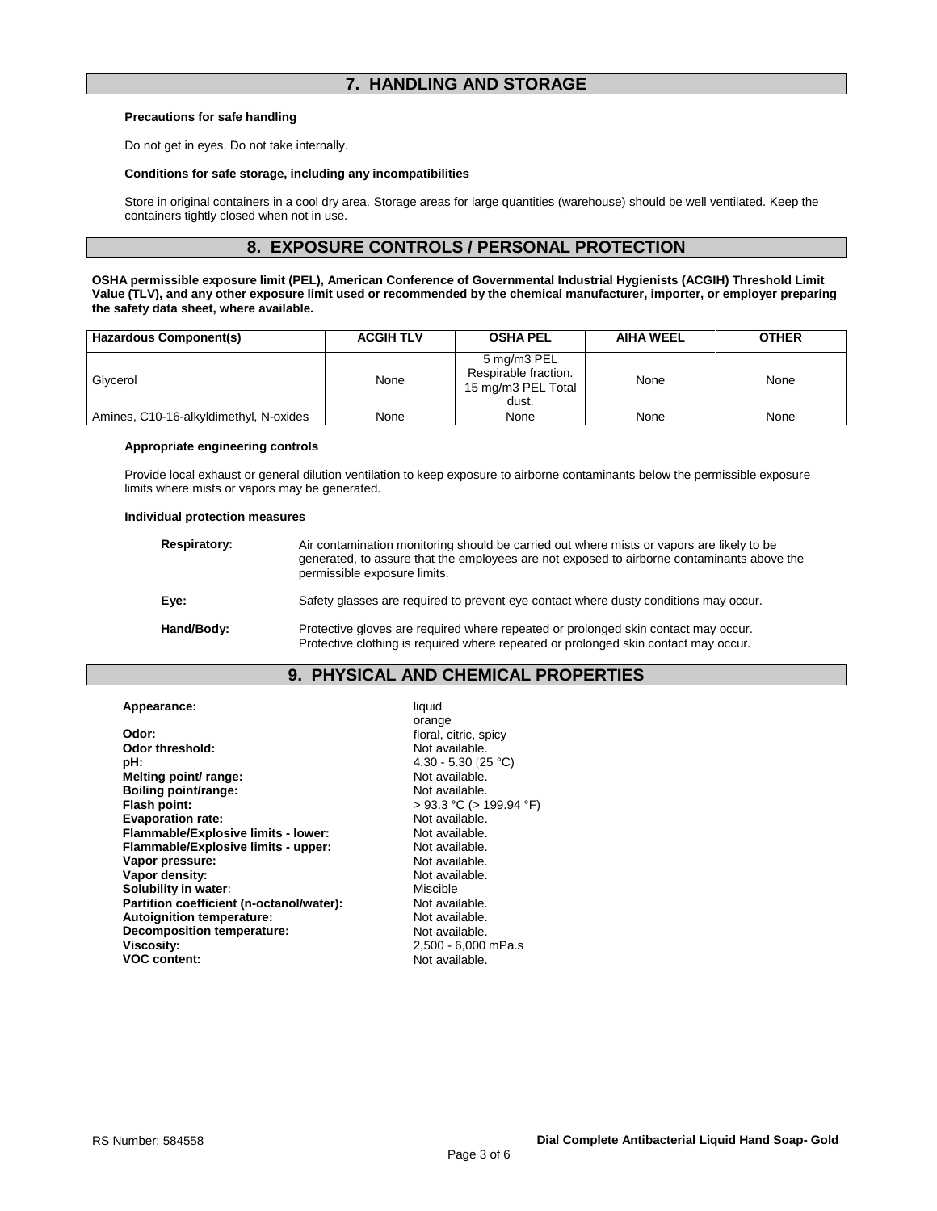## 7. HANDLING AND STORAGE

**Precautions for safe handling**

Do not get in eyes. Do not take internally.

**Conditions for safe storage, including any incompatibilities**

Store in original containers in a cool dry area. Storage areas for large quantities (warehouse) should be well ventilated. Keep the containers tightly closed when not in use.

## 8. EXPOSURE CONTROLS / PERSONAL PROTECTION

**OSHA permissible exposure limit (PEL), American Conference of Governmental Industrial Hygienists (ACGIH) Threshold Limit Value (TLV), and any other exposure limit used or recommended by the chemical manufacturer, importer, or employer preparing the safety data sheet, where available.**

| Hazardous Component(s) | ACGIH TLV | OSHA PEL | AIHA WEEL | OTHER |
|---|---|---|---|---|
| Glycerol | None | 5 mg/m3 PEL Respirable fraction. 15 mg/m3 PEL Total dust. | None | None |
| Amines, C10-16-alkyldimethyl, N-oxides | None | None | None | None |

**Appropriate engineering controls**

Provide local exhaust or general dilution ventilation to keep exposure to airborne contaminants below the permissible exposure limits where mists or vapors may be generated.

**Individual protection measures**

**Respiratory:** Air contamination monitoring should be carried out where mists or vapors are likely to be generated, to assure that the employees are not exposed to airborne contaminants above the permissible exposure limits.

**Eye:** Safety glasses are required to prevent eye contact where dusty conditions may occur.

**Hand/Body:** Protective gloves are required where repeated or prolonged skin contact may occur. Protective clothing is required where repeated or prolonged skin contact may occur.

## 9. PHYSICAL AND CHEMICAL PROPERTIES

| | |
|---|---|
| **Appearance:** | liquid<br>orange |
| **Odor:** | floral, citric, spicy |
| **Odor threshold:** | Not available. |
| **pH:** | 4.30 - 5.30 (25 °C) |
| **Melting point/ range:** | Not available. |
| **Boiling point/range:** | Not available. |
| **Flash point:** | > 93.3 °C (> 199.94 °F) |
| **Evaporation rate:** | Not available. |
| **Flammable/Explosive limits - lower:** | Not available. |
| **Flammable/Explosive limits - upper:** | Not available. |
| **Vapor pressure:** | Not available. |
| **Vapor density:** | Not available. |
| **Solubility in water:** | Miscible |
| **Partition coefficient (n-octanol/water):** | Not available. |
| **Autoignition temperature:** | Not available. |
| **Decomposition temperature:** | Not available. |
| **Viscosity:** | 2,500 - 6,000 mPa.s |
| **VOC content:** | Not available. |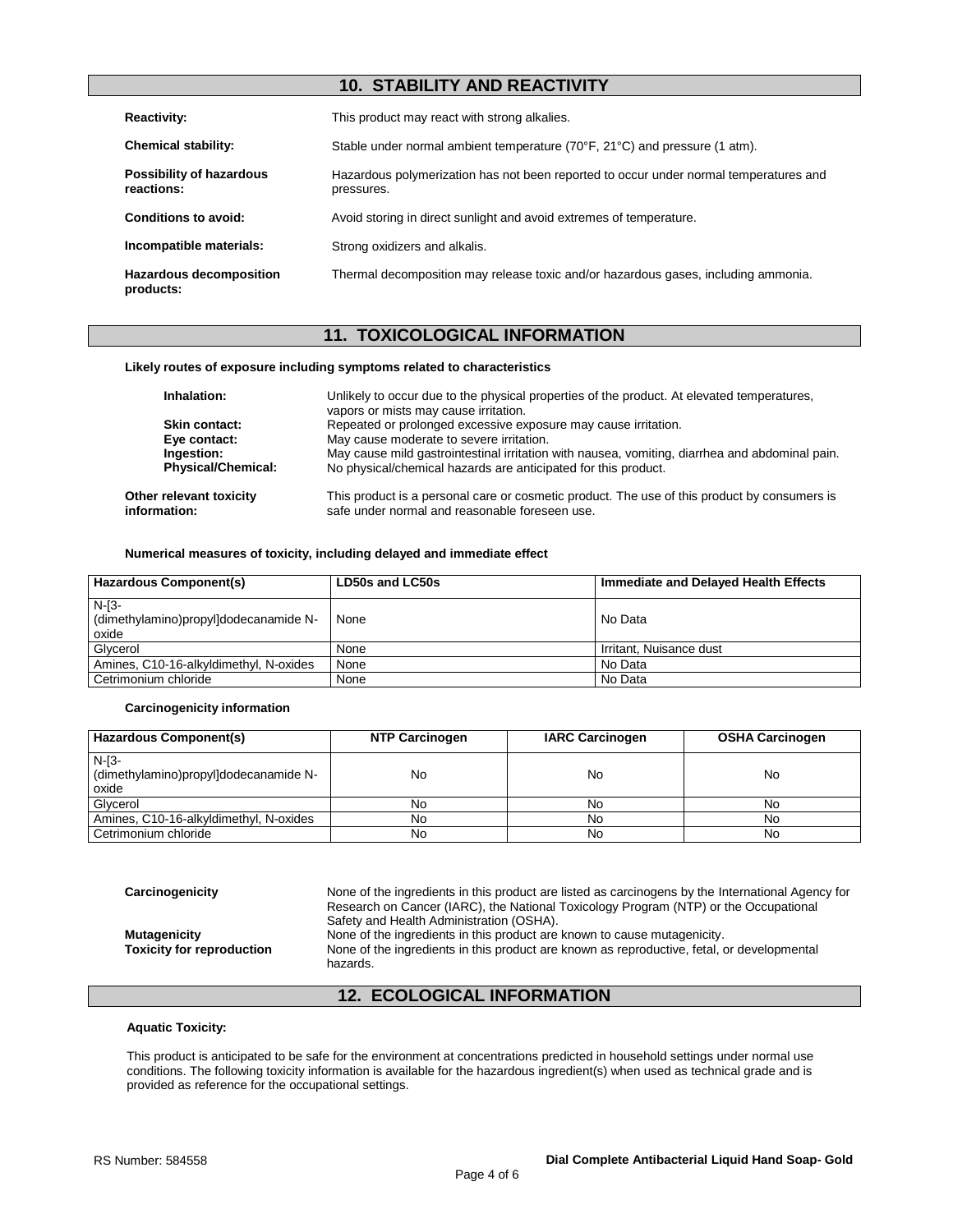## 10. STABILITY AND REACTIVITY

**Reactivity:** This product may react with strong alkalies.

**Chemical stability:** Stable under normal ambient temperature (70°F, 21°C) and pressure (1 atm).

**Possibility of hazardous reactions:** Hazardous polymerization has not been reported to occur under normal temperatures and pressures.

**Conditions to avoid:** Avoid storing in direct sunlight and avoid extremes of temperature.

**Incompatible materials:** Strong oxidizers and alkalis.

**Hazardous decomposition products:** Thermal decomposition may release toxic and/or hazardous gases, including ammonia.

## 11. TOXICOLOGICAL INFORMATION

**Likely routes of exposure including symptoms related to characteristics**

**Inhalation:** Unlikely to occur due to the physical properties of the product. At elevated temperatures, vapors or mists may cause irritation.
**Skin contact:** Repeated or prolonged excessive exposure may cause irritation.
**Eye contact:** May cause moderate to severe irritation.
**Ingestion:** May cause mild gastrointestinal irritation with nausea, vomiting, diarrhea and abdominal pain.
**Physical/Chemical:** No physical/chemical hazards are anticipated for this product.

**Other relevant toxicity information:** This product is a personal care or cosmetic product. The use of this product by consumers is safe under normal and reasonable foreseen use.

**Numerical measures of toxicity, including delayed and immediate effect**

| Hazardous Component(s) | LD50s and LC50s | Immediate and Delayed Health Effects |
|---|---|---|
| N-[3-(dimethylamino)propyl]dodecanamide N-oxide | None | No Data |
| Glycerol | None | Irritant, Nuisance dust |
| Amines, C10-16-alkyldimethyl, N-oxides | None | No Data |
| Cetrimonium chloride | None | No Data |

**Carcinogenicity information**

| Hazardous Component(s) | NTP Carcinogen | IARC Carcinogen | OSHA Carcinogen |
|---|---|---|---|
| N-[3-(dimethylamino)propyl]dodecanamide N-oxide | No | No | No |
| Glycerol | No | No | No |
| Amines, C10-16-alkyldimethyl, N-oxides | No | No | No |
| Cetrimonium chloride | No | No | No |

**Carcinogenicity** None of the ingredients in this product are listed as carcinogens by the International Agency for Research on Cancer (IARC), the National Toxicology Program (NTP) or the Occupational Safety and Health Administration (OSHA).
**Mutagenicity** None of the ingredients in this product are known to cause mutagenicity.
**Toxicity for reproduction** None of the ingredients in this product are known as reproductive, fetal, or developmental hazards.

## 12. ECOLOGICAL INFORMATION

**Aquatic Toxicity:**

This product is anticipated to be safe for the environment at concentrations predicted in household settings under normal use conditions. The following toxicity information is available for the hazardous ingredient(s) when used as technical grade and is provided as reference for the occupational settings.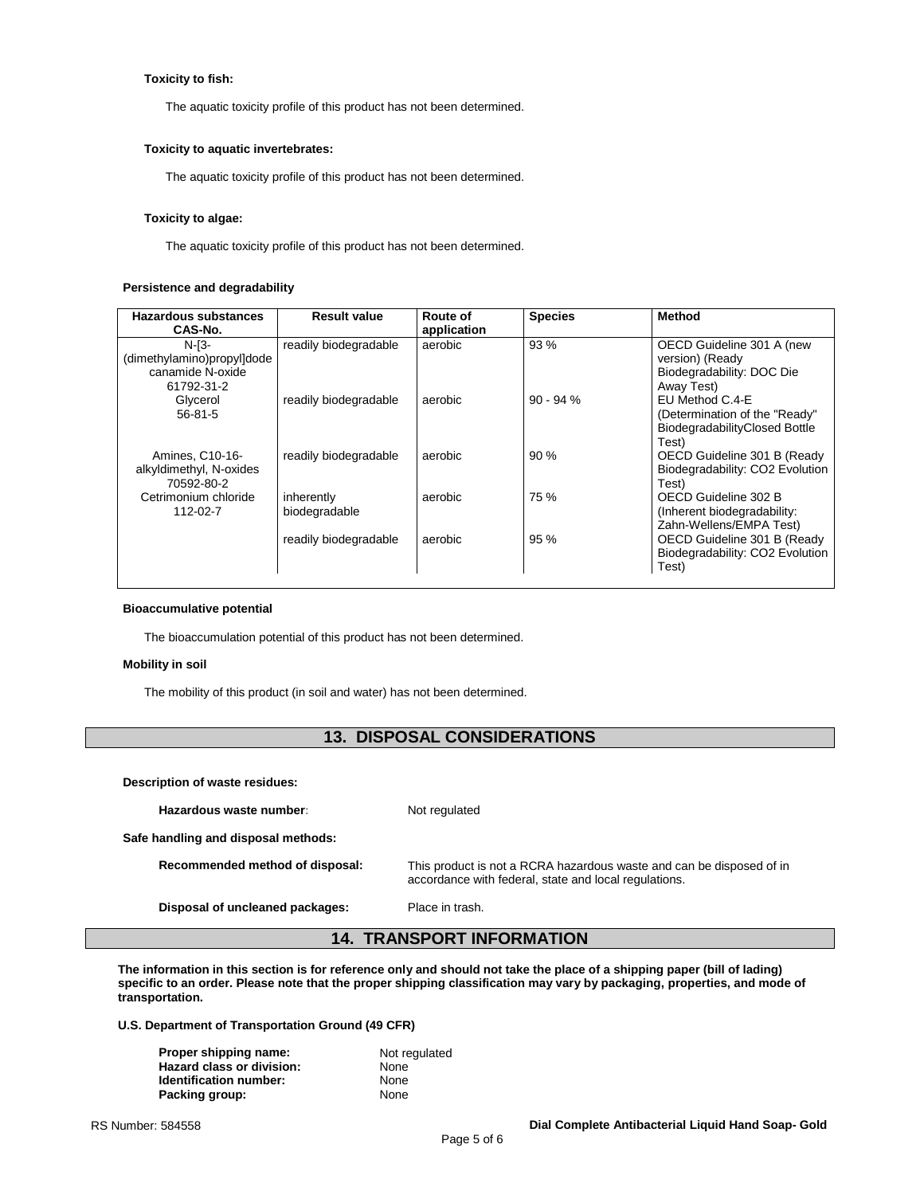**Toxicity to fish:**

The aquatic toxicity profile of this product has not been determined.

**Toxicity to aquatic invertebrates:**

The aquatic toxicity profile of this product has not been determined.

**Toxicity to algae:**

The aquatic toxicity profile of this product has not been determined.

**Persistence and degradability**

| Hazardous substances CAS-No. | Result value | Route of application | Species | Method |
|---|---|---|---|---|
| N-[3-(dimethylamino)propyl]dodecanamide N-oxide 61792-31-2 | readily biodegradable | aerobic | 93 % | OECD Guideline 301 A (new version) (Ready Biodegradability: DOC Die Away Test) |
| Glycerol 56-81-5 | readily biodegradable | aerobic | 90 - 94 % | EU Method C.4-E (Determination of the "Ready" BiodegradabilityClosed Bottle Test) |
| Amines, C10-16-alkyldimethyl, N-oxides 70592-80-2 | readily biodegradable | aerobic | 90 % | OECD Guideline 301 B (Ready Biodegradability: CO2 Evolution Test) |
| Cetrimonium chloride 112-02-7 | inherently biodegradable | aerobic | 75 % | OECD Guideline 302 B (Inherent biodegradability: Zahn-Wellens/EMPA Test) |
| | readily biodegradable | aerobic | 95 % | OECD Guideline 301 B (Ready Biodegradability: CO2 Evolution Test) |

**Bioaccumulative potential**

The bioaccumulation potential of this product has not been determined.

**Mobility in soil**

The mobility of this product (in soil and water) has not been determined.

## 13. DISPOSAL CONSIDERATIONS

**Description of waste residues:**

**Hazardous waste number:** Not regulated

**Safe handling and disposal methods:**

**Recommended method of disposal:** This product is not a RCRA hazardous waste and can be disposed of in accordance with federal, state and local regulations.

**Disposal of uncleaned packages:** Place in trash.

## 14. TRANSPORT INFORMATION

**The information in this section is for reference only and should not take the place of a shipping paper (bill of lading) specific to an order. Please note that the proper shipping classification may vary by packaging, properties, and mode of transportation.**

**U.S. Department of Transportation Ground (49 CFR)**

**Proper shipping name:** Not regulated
**Hazard class or division:** None
**Identification number:** None
**Packing group:** None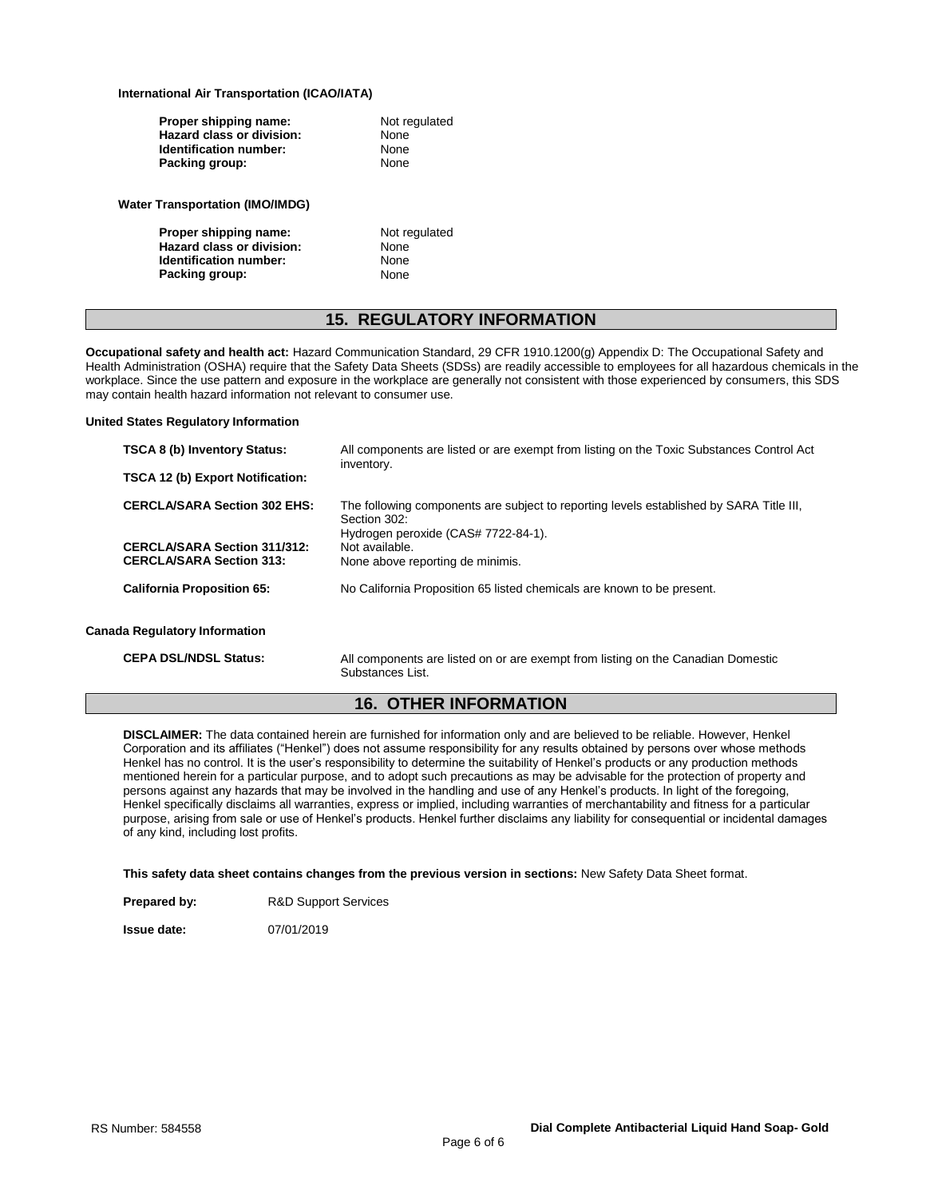**International Air Transportation (ICAO/IATA)**

| | |
|---|---|
| **Proper shipping name:** | Not regulated |
| **Hazard class or division:** | None |
| **Identification number:** | None |
| **Packing group:** | None |

**Water Transportation (IMO/IMDG)**

| | |
|---|---|
| **Proper shipping name:** | Not regulated |
| **Hazard class or division:** | None |
| **Identification number:** | None |
| **Packing group:** | None |

## 15. REGULATORY INFORMATION

**Occupational safety and health act:** Hazard Communication Standard, 29 CFR 1910.1200(g) Appendix D: The Occupational Safety and Health Administration (OSHA) require that the Safety Data Sheets (SDSs) are readily accessible to employees for all hazardous chemicals in the workplace. Since the use pattern and exposure in the workplace are generally not consistent with those experienced by consumers, this SDS may contain health hazard information not relevant to consumer use.

**United States Regulatory Information**

| | |
|---|---|
| **TSCA 8 (b) Inventory Status:** | All components are listed or are exempt from listing on the Toxic Substances Control Act inventory. |
| **TSCA 12 (b) Export Notification:** | |
| **CERCLA/SARA Section 302 EHS:** | The following components are subject to reporting levels established by SARA Title III, Section 302: Hydrogen peroxide (CAS# 7722-84-1). |
| **CERCLA/SARA Section 311/312:** | Not available. |
| **CERCLA/SARA Section 313:** | None above reporting de minimis. |
| **California Proposition 65:** | No California Proposition 65 listed chemicals are known to be present. |

**Canada Regulatory Information**

| | |
|---|---|
| **CEPA DSL/NDSL Status:** | All components are listed on or are exempt from listing on the Canadian Domestic Substances List. |

## 16. OTHER INFORMATION

**DISCLAIMER:** The data contained herein are furnished for information only and are believed to be reliable. However, Henkel Corporation and its affiliates ("Henkel") does not assume responsibility for any results obtained by persons over whose methods Henkel has no control. It is the user's responsibility to determine the suitability of Henkel's products or any production methods mentioned herein for a particular purpose, and to adopt such precautions as may be advisable for the protection of property and persons against any hazards that may be involved in the handling and use of any Henkel's products. In light of the foregoing, Henkel specifically disclaims all warranties, express or implied, including warranties of merchantability and fitness for a particular purpose, arising from sale or use of Henkel's products. Henkel further disclaims any liability for consequential or incidental damages of any kind, including lost profits.

**This safety data sheet contains changes from the previous version in sections:** New Safety Data Sheet format.

**Prepared by:** R&D Support Services

**Issue date:** 07/01/2019